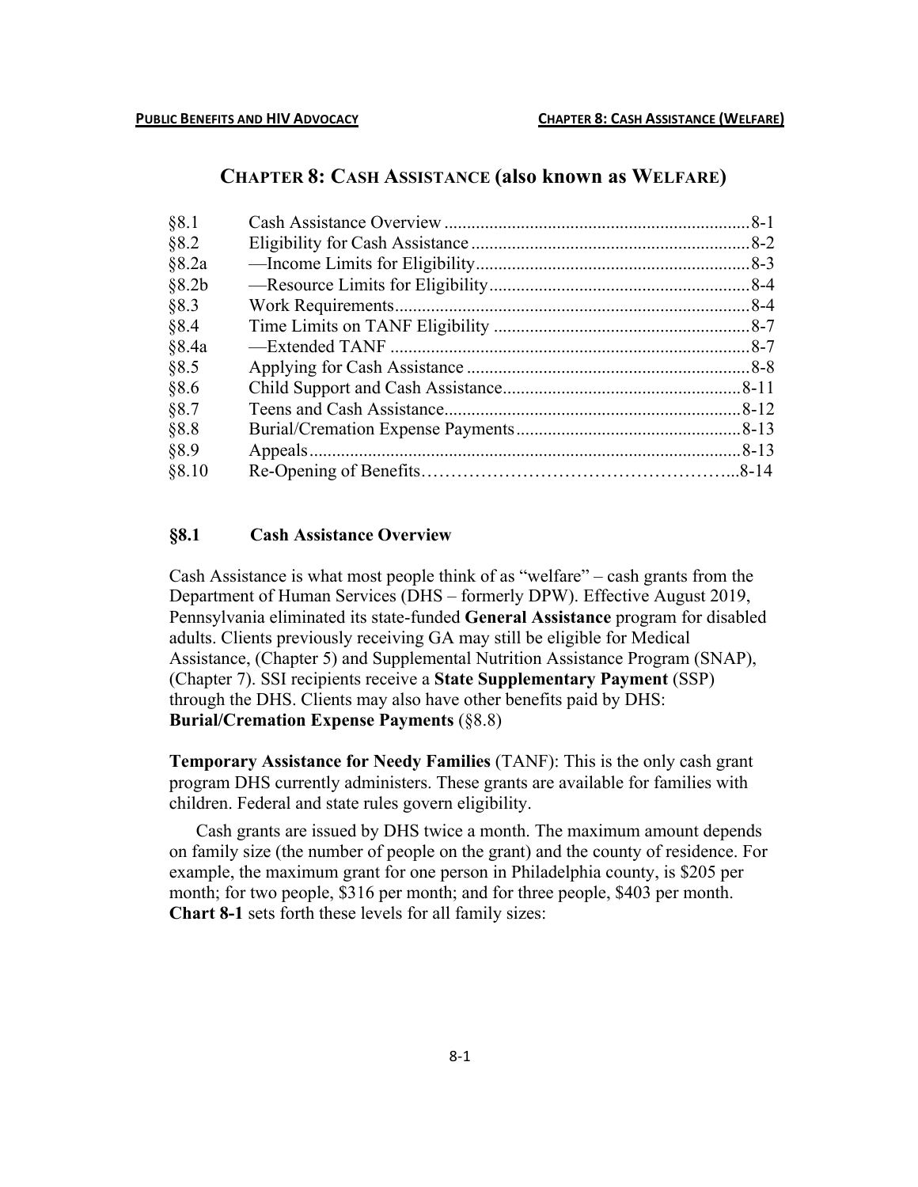# CHAPTER 8: CASH ASSISTANCE (also known as WELFARE)

| | | |
|---|---|---|
| §8.1 | Cash Assistance Overview | 8-1 |
| §8.2 | Eligibility for Cash Assistance | 8-2 |
| §8.2a | —Income Limits for Eligibility | 8-3 |
| §8.2b | —Resource Limits for Eligibility | 8-4 |
| §8.3 | Work Requirements | 8-4 |
| §8.4 | Time Limits on TANF Eligibility | 8-7 |
| §8.4a | —Extended TANF | 8-7 |
| §8.5 | Applying for Cash Assistance | 8-8 |
| §8.6 | Child Support and Cash Assistance | 8-11 |
| §8.7 | Teens and Cash Assistance | 8-12 |
| §8.8 | Burial/Cremation Expense Payments | 8-13 |
| §8.9 | Appeals | 8-13 |
| §8.10 | Re-Opening of Benefits | 8-14 |

## §8.1 Cash Assistance Overview

Cash Assistance is what most people think of as "welfare" – cash grants from the Department of Human Services (DHS – formerly DPW). Effective August 2019, Pennsylvania eliminated its state-funded **General Assistance** program for disabled adults. Clients previously receiving GA may still be eligible for Medical Assistance, (Chapter 5) and Supplemental Nutrition Assistance Program (SNAP), (Chapter 7). SSI recipients receive a **State Supplementary Payment** (SSP) through the DHS. Clients may also have other benefits paid by DHS: **Burial/Cremation Expense Payments** (§8.8)

**Temporary Assistance for Needy Families** (TANF): This is the only cash grant program DHS currently administers. These grants are available for families with children. Federal and state rules govern eligibility.

Cash grants are issued by DHS twice a month. The maximum amount depends on family size (the number of people on the grant) and the county of residence. For example, the maximum grant for one person in Philadelphia county, is $205 per month; for two people, $316 per month; and for three people, $403 per month. **Chart 8-1** sets forth these levels for all family sizes: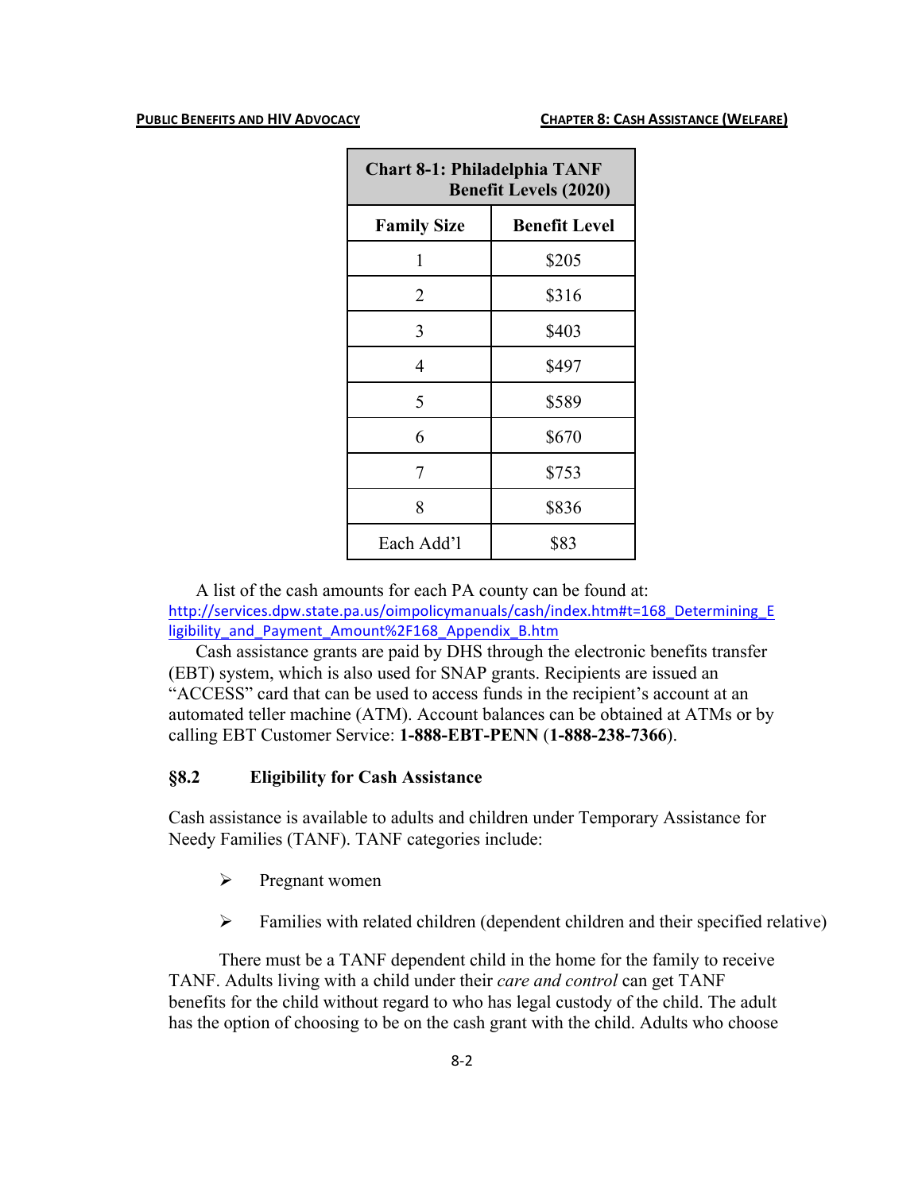| Chart 8-1: Philadelphia TANF Benefit Levels (2020) | |
|---|---|
| **Family Size** | **Benefit Level** |
| 1 | $205 |
| 2 | $316 |
| 3 | $403 |
| 4 | $497 |
| 5 | $589 |
| 6 | $670 |
| 7 | $753 |
| 8 | $836 |
| Each Add'l | $83 |

A list of the cash amounts for each PA county can be found at: http://services.dpw.state.pa.us/oimpolicymanuals/cash/index.htm#t=168_Determining_Eligibility_and_Payment_Amount%2F168_Appendix_B.htm

Cash assistance grants are paid by DHS through the electronic benefits transfer (EBT) system, which is also used for SNAP grants. Recipients are issued an "ACCESS" card that can be used to access funds in the recipient's account at an automated teller machine (ATM). Account balances can be obtained at ATMs or by calling EBT Customer Service: **1-888-EBT-PENN** (**1-888-238-7366**).

## §8.2 Eligibility for Cash Assistance

Cash assistance is available to adults and children under Temporary Assistance for Needy Families (TANF). TANF categories include:

- Pregnant women
- Families with related children (dependent children and their specified relative)

There must be a TANF dependent child in the home for the family to receive TANF. Adults living with a child under their *care and control* can get TANF benefits for the child without regard to who has legal custody of the child. The adult has the option of choosing to be on the cash grant with the child. Adults who choose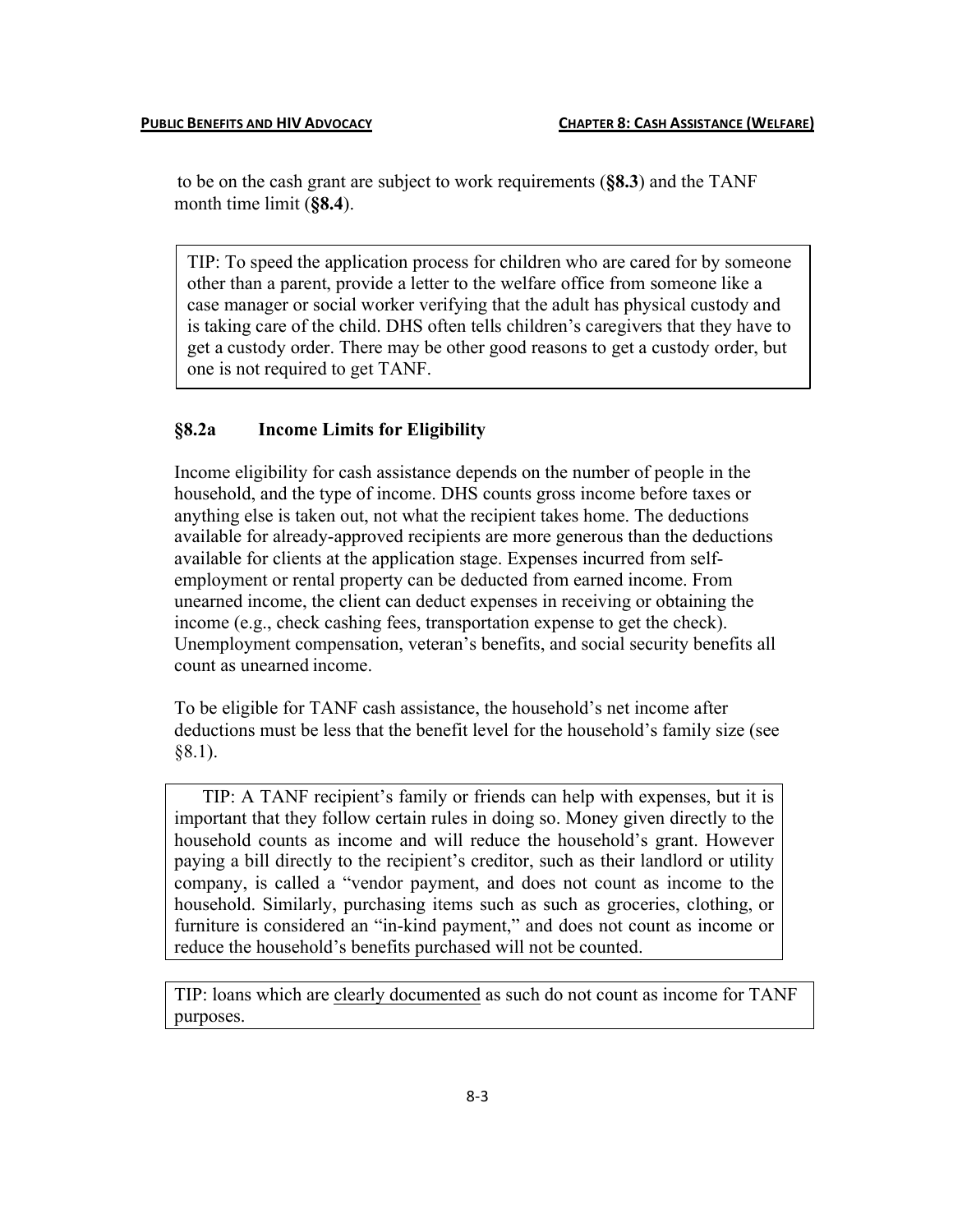to be on the cash grant are subject to work requirements (**§8.3**) and the TANF month time limit (**§8.4**).

> TIP: To speed the application process for children who are cared for by someone other than a parent, provide a letter to the welfare office from someone like a case manager or social worker verifying that the adult has physical custody and is taking care of the child. DHS often tells children's caregivers that they have to get a custody order. There may be other good reasons to get a custody order, but one is not required to get TANF.

### §8.2a Income Limits for Eligibility

Income eligibility for cash assistance depends on the number of people in the household, and the type of income. DHS counts gross income before taxes or anything else is taken out, not what the recipient takes home. The deductions available for already-approved recipients are more generous than the deductions available for clients at the application stage. Expenses incurred from self-employment or rental property can be deducted from earned income. From unearned income, the client can deduct expenses in receiving or obtaining the income (e.g., check cashing fees, transportation expense to get the check). Unemployment compensation, veteran's benefits, and social security benefits all count as unearned income.

To be eligible for TANF cash assistance, the household's net income after deductions must be less that the benefit level for the household's family size (see §8.1).

> TIP: A TANF recipient's family or friends can help with expenses, but it is important that they follow certain rules in doing so. Money given directly to the household counts as income and will reduce the household's grant. However paying a bill directly to the recipient's creditor, such as their landlord or utility company, is called a "vendor payment, and does not count as income to the household. Similarly, purchasing items such as such as groceries, clothing, or furniture is considered an "in-kind payment," and does not count as income or reduce the household's benefits purchased will not be counted.

> TIP: loans which are <u>clearly documented</u> as such do not count as income for TANF purposes.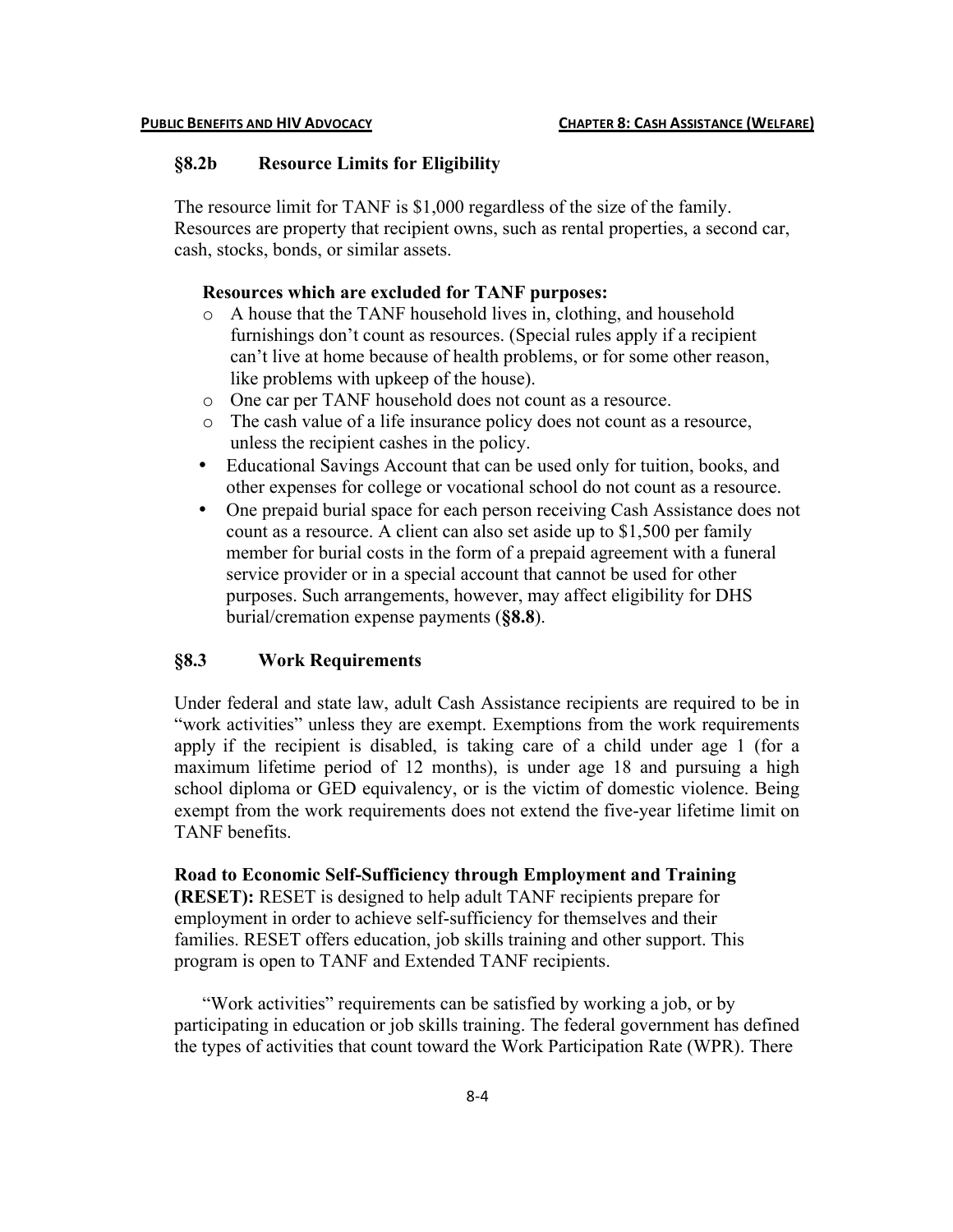## §8.2b Resource Limits for Eligibility

The resource limit for TANF is $1,000 regardless of the size of the family. Resources are property that recipient owns, such as rental properties, a second car, cash, stocks, bonds, or similar assets.

**Resources which are excluded for TANF purposes:**

- A house that the TANF household lives in, clothing, and household furnishings don't count as resources. (Special rules apply if a recipient can't live at home because of health problems, or for some other reason, like problems with upkeep of the house).
- One car per TANF household does not count as a resource.
- The cash value of a life insurance policy does not count as a resource, unless the recipient cashes in the policy.
- Educational Savings Account that can be used only for tuition, books, and other expenses for college or vocational school do not count as a resource.
- One prepaid burial space for each person receiving Cash Assistance does not count as a resource. A client can also set aside up to $1,500 per family member for burial costs in the form of a prepaid agreement with a funeral service provider or in a special account that cannot be used for other purposes. Such arrangements, however, may affect eligibility for DHS burial/cremation expense payments (**§8.8**).

## §8.3 Work Requirements

Under federal and state law, adult Cash Assistance recipients are required to be in "work activities" unless they are exempt. Exemptions from the work requirements apply if the recipient is disabled, is taking care of a child under age 1 (for a maximum lifetime period of 12 months), is under age 18 and pursuing a high school diploma or GED equivalency, or is the victim of domestic violence. Being exempt from the work requirements does not extend the five-year lifetime limit on TANF benefits.

**Road to Economic Self-Sufficiency through Employment and Training (RESET):** RESET is designed to help adult TANF recipients prepare for employment in order to achieve self-sufficiency for themselves and their families. RESET offers education, job skills training and other support. This program is open to TANF and Extended TANF recipients.

"Work activities" requirements can be satisfied by working a job, or by participating in education or job skills training. The federal government has defined the types of activities that count toward the Work Participation Rate (WPR). There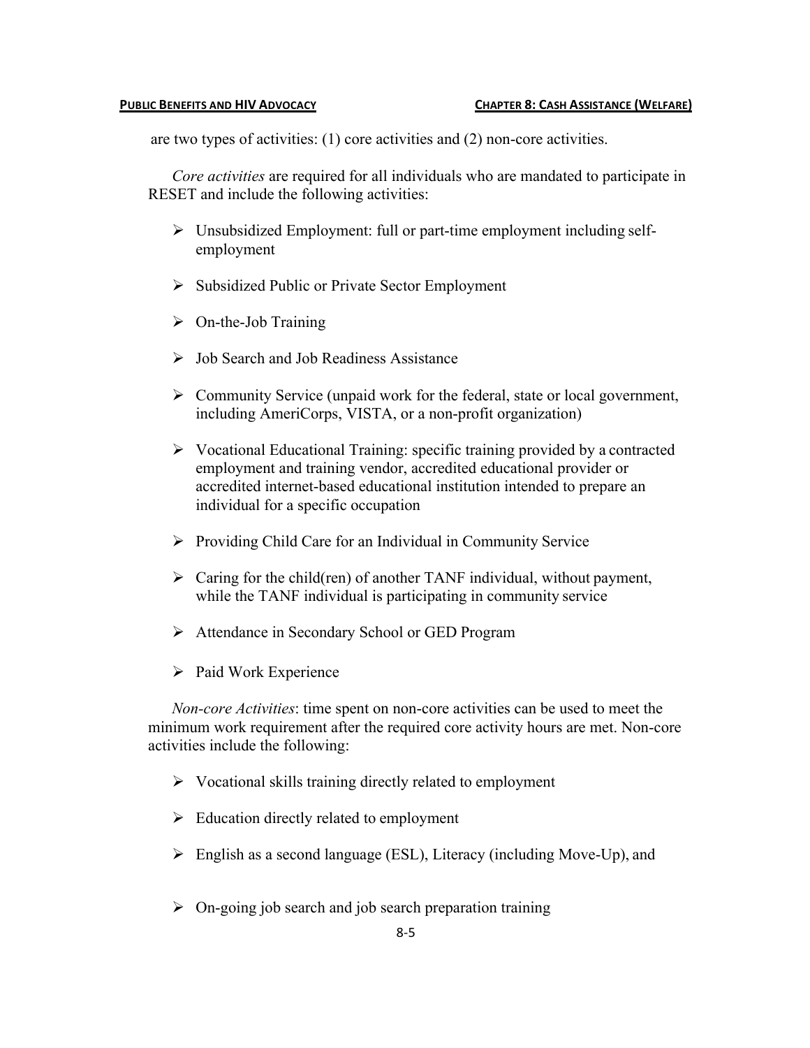are two types of activities: (1) core activities and (2) non-core activities.

*Core activities* are required for all individuals who are mandated to participate in RESET and include the following activities:

- Unsubsidized Employment: full or part-time employment including self-employment
- Subsidized Public or Private Sector Employment
- On-the-Job Training
- Job Search and Job Readiness Assistance
- Community Service (unpaid work for the federal, state or local government, including AmeriCorps, VISTA, or a non-profit organization)
- Vocational Educational Training: specific training provided by a contracted employment and training vendor, accredited educational provider or accredited internet-based educational institution intended to prepare an individual for a specific occupation
- Providing Child Care for an Individual in Community Service
- Caring for the child(ren) of another TANF individual, without payment, while the TANF individual is participating in community service
- Attendance in Secondary School or GED Program
- Paid Work Experience

*Non-core Activities*: time spent on non-core activities can be used to meet the minimum work requirement after the required core activity hours are met. Non-core activities include the following:

- Vocational skills training directly related to employment
- Education directly related to employment
- English as a second language (ESL), Literacy (including Move-Up), and
- On-going job search and job search preparation training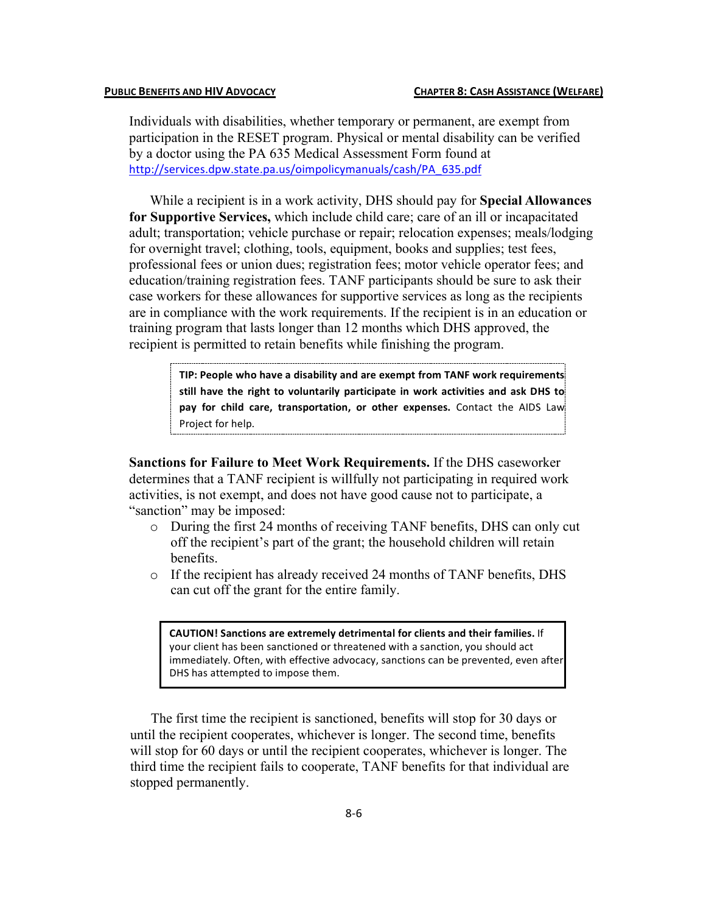Individuals with disabilities, whether temporary or permanent, are exempt from participation in the RESET program. Physical or mental disability can be verified by a doctor using the PA 635 Medical Assessment Form found at http://services.dpw.state.pa.us/oimpolicymanuals/cash/PA_635.pdf

While a recipient is in a work activity, DHS should pay for **Special Allowances for Supportive Services,** which include child care; care of an ill or incapacitated adult; transportation; vehicle purchase or repair; relocation expenses; meals/lodging for overnight travel; clothing, tools, equipment, books and supplies; test fees, professional fees or union dues; registration fees; motor vehicle operator fees; and education/training registration fees. TANF participants should be sure to ask their case workers for these allowances for supportive services as long as the recipients are in compliance with the work requirements. If the recipient is in an education or training program that lasts longer than 12 months which DHS approved, the recipient is permitted to retain benefits while finishing the program.

> **TIP: People who have a disability and are exempt from TANF work requirements still have the right to voluntarily participate in work activities and ask DHS to pay for child care, transportation, or other expenses.** Contact the AIDS Law Project for help.

**Sanctions for Failure to Meet Work Requirements.** If the DHS caseworker determines that a TANF recipient is willfully not participating in required work activities, is not exempt, and does not have good cause not to participate, a "sanction" may be imposed:

- During the first 24 months of receiving TANF benefits, DHS can only cut off the recipient's part of the grant; the household children will retain benefits.
- If the recipient has already received 24 months of TANF benefits, DHS can cut off the grant for the entire family.

> **CAUTION! Sanctions are extremely detrimental for clients and their families.** If your client has been sanctioned or threatened with a sanction, you should act immediately. Often, with effective advocacy, sanctions can be prevented, even after DHS has attempted to impose them.

The first time the recipient is sanctioned, benefits will stop for 30 days or until the recipient cooperates, whichever is longer. The second time, benefits will stop for 60 days or until the recipient cooperates, whichever is longer. The third time the recipient fails to cooperate, TANF benefits for that individual are stopped permanently.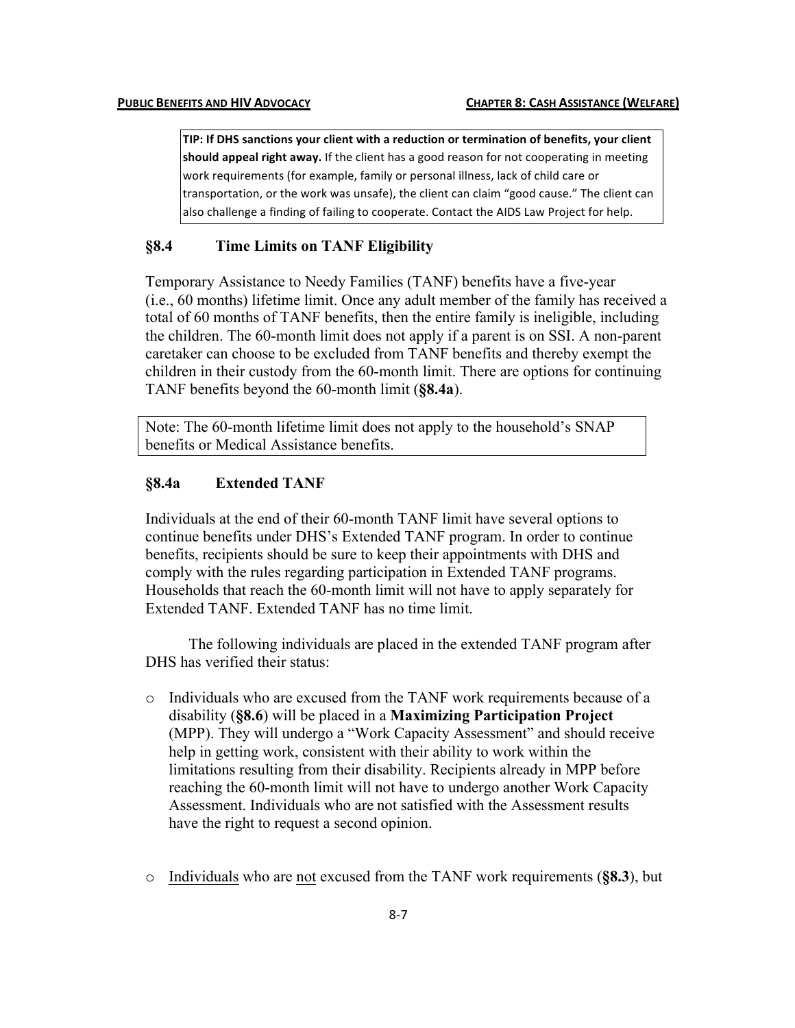**TIP: If DHS sanctions your client with a reduction or termination of benefits, your client should appeal right away.** If the client has a good reason for not cooperating in meeting work requirements (for example, family or personal illness, lack of child care or transportation, or the work was unsafe), the client can claim "good cause." The client can also challenge a finding of failing to cooperate. Contact the AIDS Law Project for help.

## §8.4 Time Limits on TANF Eligibility

Temporary Assistance to Needy Families (TANF) benefits have a five-year (i.e., 60 months) lifetime limit. Once any adult member of the family has received a total of 60 months of TANF benefits, then the entire family is ineligible, including the children. The 60-month limit does not apply if a parent is on SSI. A non-parent caretaker can choose to be excluded from TANF benefits and thereby exempt the children in their custody from the 60-month limit. There are options for continuing TANF benefits beyond the 60-month limit (**§8.4a**).

Note: The 60-month lifetime limit does not apply to the household's SNAP benefits or Medical Assistance benefits.

## §8.4a Extended TANF

Individuals at the end of their 60-month TANF limit have several options to continue benefits under DHS's Extended TANF program. In order to continue benefits, recipients should be sure to keep their appointments with DHS and comply with the rules regarding participation in Extended TANF programs. Households that reach the 60-month limit will not have to apply separately for Extended TANF. Extended TANF has no time limit.

The following individuals are placed in the extended TANF program after DHS has verified their status:

- Individuals who are excused from the TANF work requirements because of a disability (**§8.6**) will be placed in a **Maximizing Participation Project** (MPP). They will undergo a "Work Capacity Assessment" and should receive help in getting work, consistent with their ability to work within the limitations resulting from their disability. Recipients already in MPP before reaching the 60-month limit will not have to undergo another Work Capacity Assessment. Individuals who are not satisfied with the Assessment results have the right to request a second opinion.

- Individuals who are not excused from the TANF work requirements (**§8.3**), but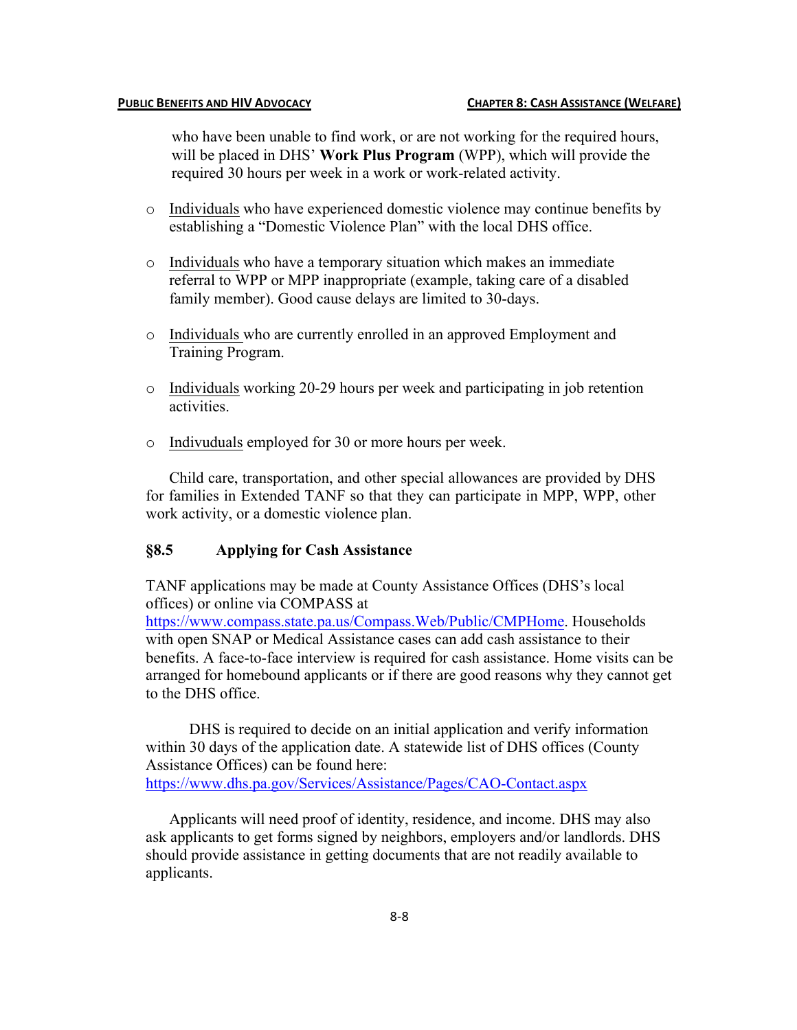who have been unable to find work, or are not working for the required hours, will be placed in DHS' **Work Plus Program** (WPP), which will provide the required 30 hours per week in a work or work-related activity.

- Individuals who have experienced domestic violence may continue benefits by establishing a "Domestic Violence Plan" with the local DHS office.

- Individuals who have a temporary situation which makes an immediate referral to WPP or MPP inappropriate (example, taking care of a disabled family member). Good cause delays are limited to 30-days.

- Individuals who are currently enrolled in an approved Employment and Training Program.

- Individuals working 20-29 hours per week and participating in job retention activities.

- Indivuduals employed for 30 or more hours per week.

Child care, transportation, and other special allowances are provided by DHS for families in Extended TANF so that they can participate in MPP, WPP, other work activity, or a domestic violence plan.

## §8.5 Applying for Cash Assistance

TANF applications may be made at County Assistance Offices (DHS's local offices) or online via COMPASS at https://www.compass.state.pa.us/Compass.Web/Public/CMPHome. Households with open SNAP or Medical Assistance cases can add cash assistance to their benefits. A face-to-face interview is required for cash assistance. Home visits can be arranged for homebound applicants or if there are good reasons why they cannot get to the DHS office.

DHS is required to decide on an initial application and verify information within 30 days of the application date. A statewide list of DHS offices (County Assistance Offices) can be found here: https://www.dhs.pa.gov/Services/Assistance/Pages/CAO-Contact.aspx

Applicants will need proof of identity, residence, and income. DHS may also ask applicants to get forms signed by neighbors, employers and/or landlords. DHS should provide assistance in getting documents that are not readily available to applicants.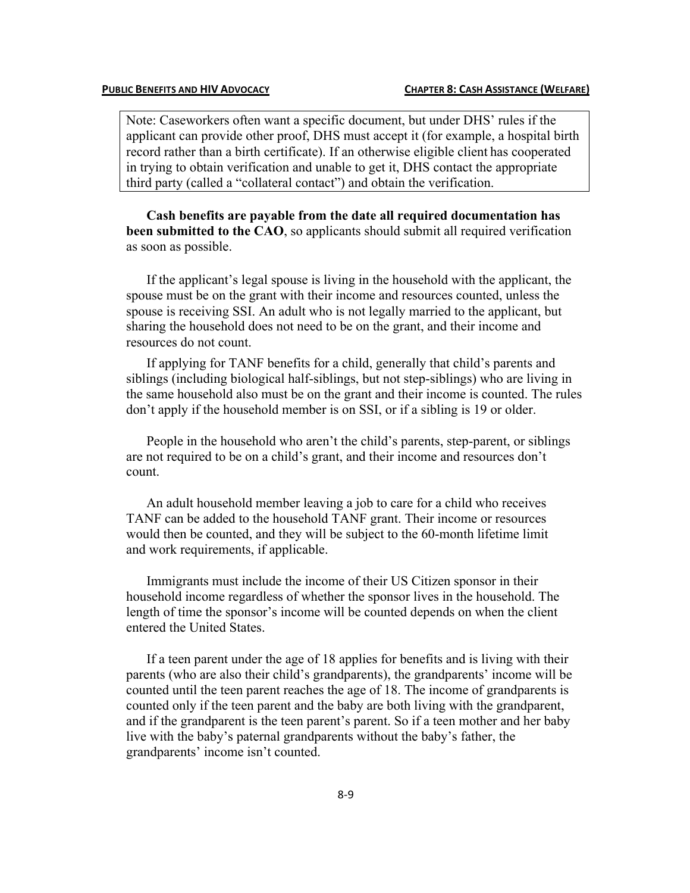> Note: Caseworkers often want a specific document, but under DHS' rules if the applicant can provide other proof, DHS must accept it (for example, a hospital birth record rather than a birth certificate). If an otherwise eligible client has cooperated in trying to obtain verification and unable to get it, DHS contact the appropriate third party (called a "collateral contact") and obtain the verification.

**Cash benefits are payable from the date all required documentation has been submitted to the CAO**, so applicants should submit all required verification as soon as possible.

If the applicant's legal spouse is living in the household with the applicant, the spouse must be on the grant with their income and resources counted, unless the spouse is receiving SSI. An adult who is not legally married to the applicant, but sharing the household does not need to be on the grant, and their income and resources do not count.

If applying for TANF benefits for a child, generally that child's parents and siblings (including biological half-siblings, but not step-siblings) who are living in the same household also must be on the grant and their income is counted. The rules don't apply if the household member is on SSI, or if a sibling is 19 or older.

People in the household who aren't the child's parents, step-parent, or siblings are not required to be on a child's grant, and their income and resources don't count.

An adult household member leaving a job to care for a child who receives TANF can be added to the household TANF grant. Their income or resources would then be counted, and they will be subject to the 60-month lifetime limit and work requirements, if applicable.

Immigrants must include the income of their US Citizen sponsor in their household income regardless of whether the sponsor lives in the household. The length of time the sponsor's income will be counted depends on when the client entered the United States.

If a teen parent under the age of 18 applies for benefits and is living with their parents (who are also their child's grandparents), the grandparents' income will be counted until the teen parent reaches the age of 18. The income of grandparents is counted only if the teen parent and the baby are both living with the grandparent, and if the grandparent is the teen parent's parent. So if a teen mother and her baby live with the baby's paternal grandparents without the baby's father, the grandparents' income isn't counted.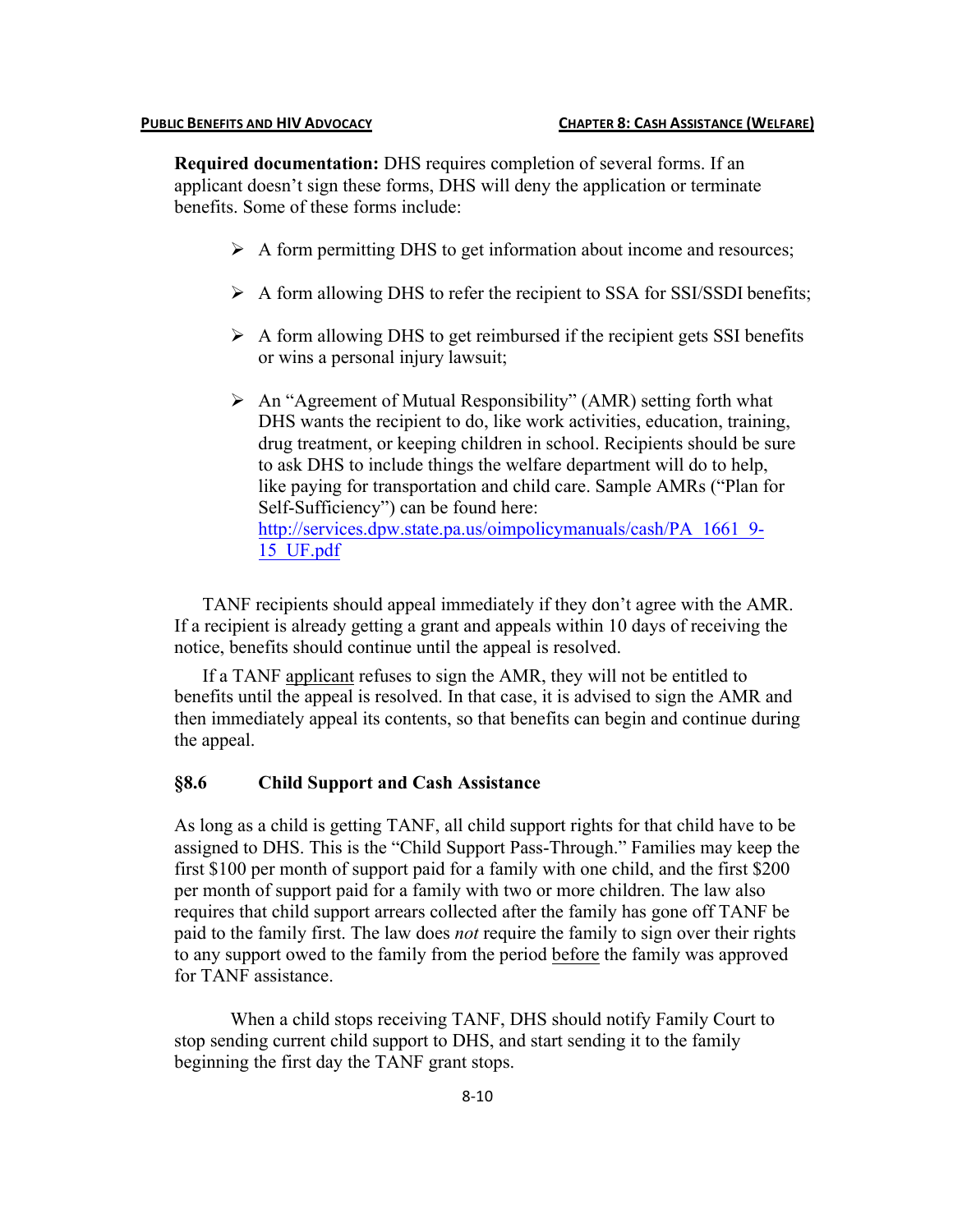**Required documentation:** DHS requires completion of several forms. If an applicant doesn't sign these forms, DHS will deny the application or terminate benefits. Some of these forms include:

- A form permitting DHS to get information about income and resources;
- A form allowing DHS to refer the recipient to SSA for SSI/SSDI benefits;
- A form allowing DHS to get reimbursed if the recipient gets SSI benefits or wins a personal injury lawsuit;
- An "Agreement of Mutual Responsibility" (AMR) setting forth what DHS wants the recipient to do, like work activities, education, training, drug treatment, or keeping children in school. Recipients should be sure to ask DHS to include things the welfare department will do to help, like paying for transportation and child care. Sample AMRs ("Plan for Self-Sufficiency") can be found here: http://services.dpw.state.pa.us/oimpolicymanuals/cash/PA_1661_9-15_UF.pdf

TANF recipients should appeal immediately if they don't agree with the AMR. If a recipient is already getting a grant and appeals within 10 days of receiving the notice, benefits should continue until the appeal is resolved.

If a TANF applicant refuses to sign the AMR, they will not be entitled to benefits until the appeal is resolved. In that case, it is advised to sign the AMR and then immediately appeal its contents, so that benefits can begin and continue during the appeal.

## §8.6 Child Support and Cash Assistance

As long as a child is getting TANF, all child support rights for that child have to be assigned to DHS. This is the "Child Support Pass-Through." Families may keep the first $100 per month of support paid for a family with one child, and the first $200 per month of support paid for a family with two or more children. The law also requires that child support arrears collected after the family has gone off TANF be paid to the family first. The law does *not* require the family to sign over their rights to any support owed to the family from the period before the family was approved for TANF assistance.

When a child stops receiving TANF, DHS should notify Family Court to stop sending current child support to DHS, and start sending it to the family beginning the first day the TANF grant stops.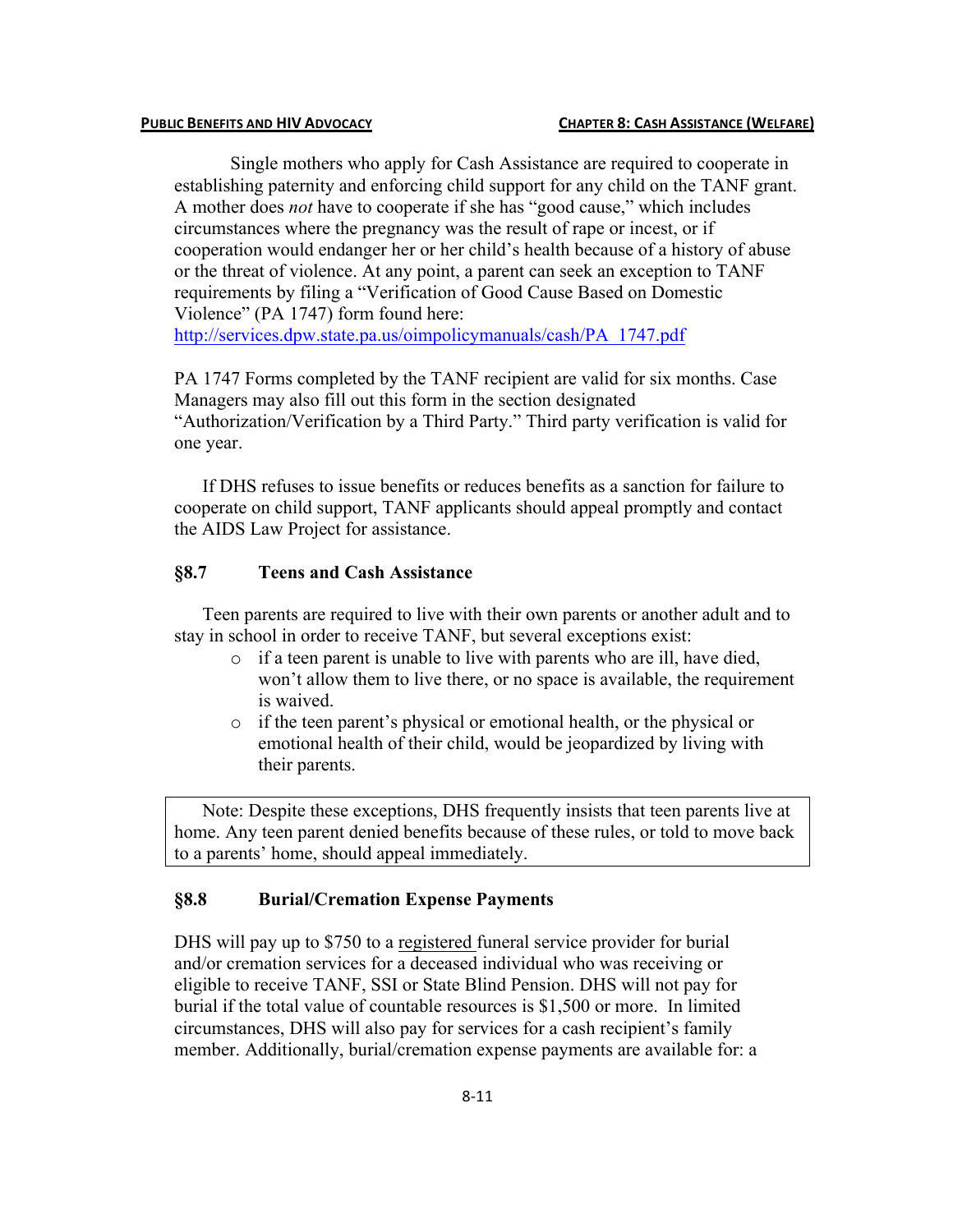Single mothers who apply for Cash Assistance are required to cooperate in establishing paternity and enforcing child support for any child on the TANF grant. A mother does *not* have to cooperate if she has "good cause," which includes circumstances where the pregnancy was the result of rape or incest, or if cooperation would endanger her or her child's health because of a history of abuse or the threat of violence. At any point, a parent can seek an exception to TANF requirements by filing a "Verification of Good Cause Based on Domestic Violence" (PA 1747) form found here: http://services.dpw.state.pa.us/oimpolicymanuals/cash/PA_1747.pdf

PA 1747 Forms completed by the TANF recipient are valid for six months. Case Managers may also fill out this form in the section designated "Authorization/Verification by a Third Party." Third party verification is valid for one year.

If DHS refuses to issue benefits or reduces benefits as a sanction for failure to cooperate on child support, TANF applicants should appeal promptly and contact the AIDS Law Project for assistance.

## §8.7 Teens and Cash Assistance

Teen parents are required to live with their own parents or another adult and to stay in school in order to receive TANF, but several exceptions exist:

- if a teen parent is unable to live with parents who are ill, have died, won't allow them to live there, or no space is available, the requirement is waived.
- if the teen parent's physical or emotional health, or the physical or emotional health of their child, would be jeopardized by living with their parents.

> Note: Despite these exceptions, DHS frequently insists that teen parents live at home. Any teen parent denied benefits because of these rules, or told to move back to a parents' home, should appeal immediately.

## §8.8 Burial/Cremation Expense Payments

DHS will pay up to $750 to a registered funeral service provider for burial and/or cremation services for a deceased individual who was receiving or eligible to receive TANF, SSI or State Blind Pension. DHS will not pay for burial if the total value of countable resources is $1,500 or more. In limited circumstances, DHS will also pay for services for a cash recipient's family member. Additionally, burial/cremation expense payments are available for: a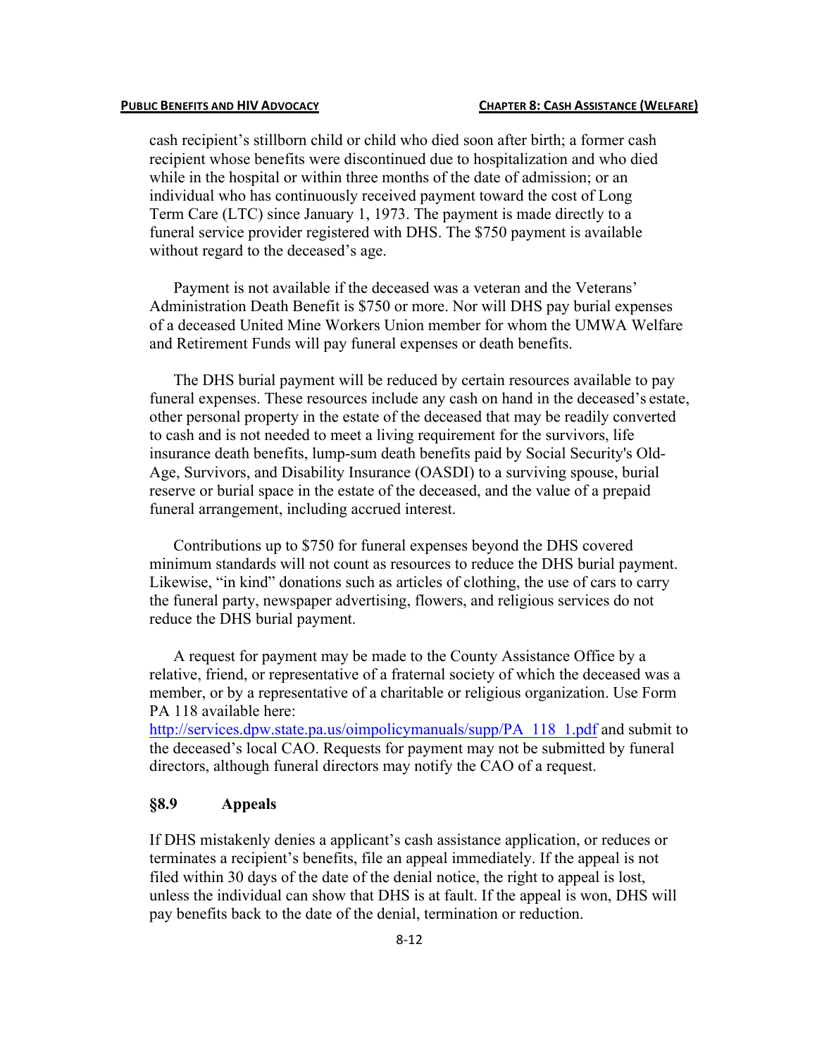cash recipient's stillborn child or child who died soon after birth; a former cash recipient whose benefits were discontinued due to hospitalization and who died while in the hospital or within three months of the date of admission; or an individual who has continuously received payment toward the cost of Long Term Care (LTC) since January 1, 1973. The payment is made directly to a funeral service provider registered with DHS. The $750 payment is available without regard to the deceased's age.

Payment is not available if the deceased was a veteran and the Veterans' Administration Death Benefit is $750 or more. Nor will DHS pay burial expenses of a deceased United Mine Workers Union member for whom the UMWA Welfare and Retirement Funds will pay funeral expenses or death benefits.

The DHS burial payment will be reduced by certain resources available to pay funeral expenses. These resources include any cash on hand in the deceased's estate, other personal property in the estate of the deceased that may be readily converted to cash and is not needed to meet a living requirement for the survivors, life insurance death benefits, lump-sum death benefits paid by Social Security's Old-Age, Survivors, and Disability Insurance (OASDI) to a surviving spouse, burial reserve or burial space in the estate of the deceased, and the value of a prepaid funeral arrangement, including accrued interest.

Contributions up to $750 for funeral expenses beyond the DHS covered minimum standards will not count as resources to reduce the DHS burial payment. Likewise, "in kind" donations such as articles of clothing, the use of cars to carry the funeral party, newspaper advertising, flowers, and religious services do not reduce the DHS burial payment.

A request for payment may be made to the County Assistance Office by a relative, friend, or representative of a fraternal society of which the deceased was a member, or by a representative of a charitable or religious organization. Use Form PA 118 available here: http://services.dpw.state.pa.us/oimpolicymanuals/supp/PA_118_1.pdf and submit to the deceased's local CAO. Requests for payment may not be submitted by funeral directors, although funeral directors may notify the CAO of a request.

## §8.9 Appeals

If DHS mistakenly denies a applicant's cash assistance application, or reduces or terminates a recipient's benefits, file an appeal immediately. If the appeal is not filed within 30 days of the date of the denial notice, the right to appeal is lost, unless the individual can show that DHS is at fault. If the appeal is won, DHS will pay benefits back to the date of the denial, termination or reduction.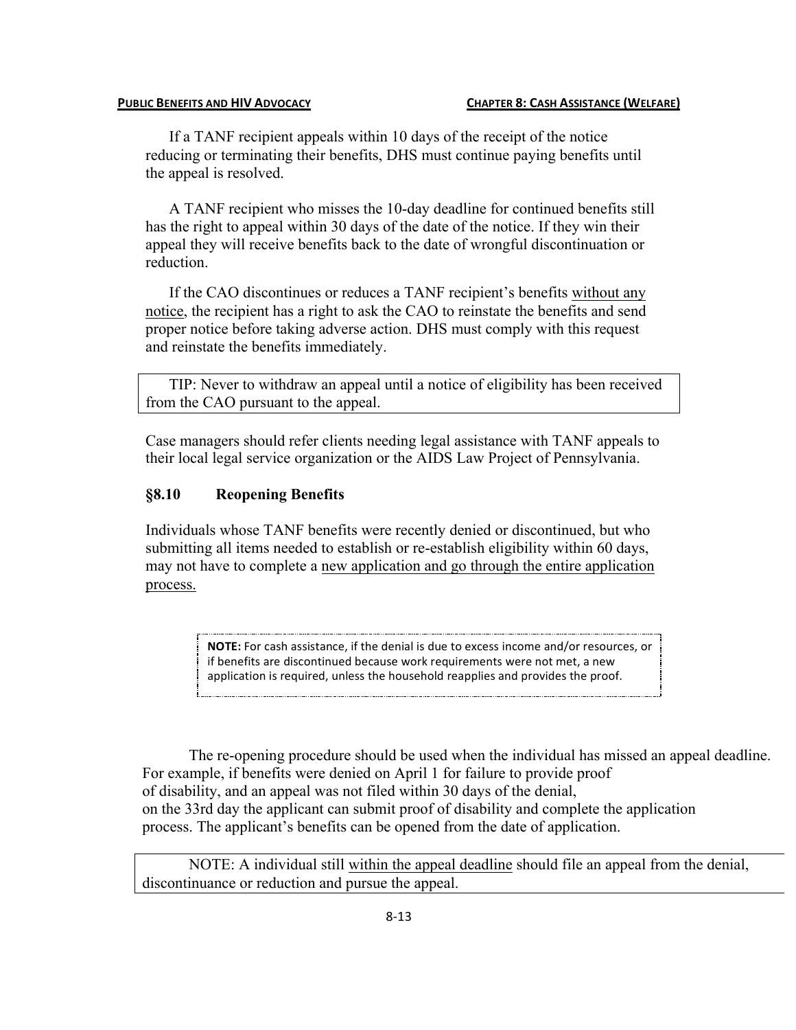If a TANF recipient appeals within 10 days of the receipt of the notice reducing or terminating their benefits, DHS must continue paying benefits until the appeal is resolved.

A TANF recipient who misses the 10-day deadline for continued benefits still has the right to appeal within 30 days of the date of the notice. If they win their appeal they will receive benefits back to the date of wrongful discontinuation or reduction.

If the CAO discontinues or reduces a TANF recipient's benefits without any notice, the recipient has a right to ask the CAO to reinstate the benefits and send proper notice before taking adverse action. DHS must comply with this request and reinstate the benefits immediately.

> TIP: Never to withdraw an appeal until a notice of eligibility has been received from the CAO pursuant to the appeal.

Case managers should refer clients needing legal assistance with TANF appeals to their local legal service organization or the AIDS Law Project of Pennsylvania.

## §8.10 Reopening Benefits

Individuals whose TANF benefits were recently denied or discontinued, but who submitting all items needed to establish or re-establish eligibility within 60 days, may not have to complete a new application and go through the entire application process.

> **NOTE:** For cash assistance, if the denial is due to excess income and/or resources, or if benefits are discontinued because work requirements were not met, a new application is required, unless the household reapplies and provides the proof.

The re-opening procedure should be used when the individual has missed an appeal deadline. For example, if benefits were denied on April 1 for failure to provide proof of disability, and an appeal was not filed within 30 days of the denial, on the 33rd day the applicant can submit proof of disability and complete the application process. The applicant's benefits can be opened from the date of application.

> NOTE: A individual still within the appeal deadline should file an appeal from the denial, discontinuance or reduction and pursue the appeal.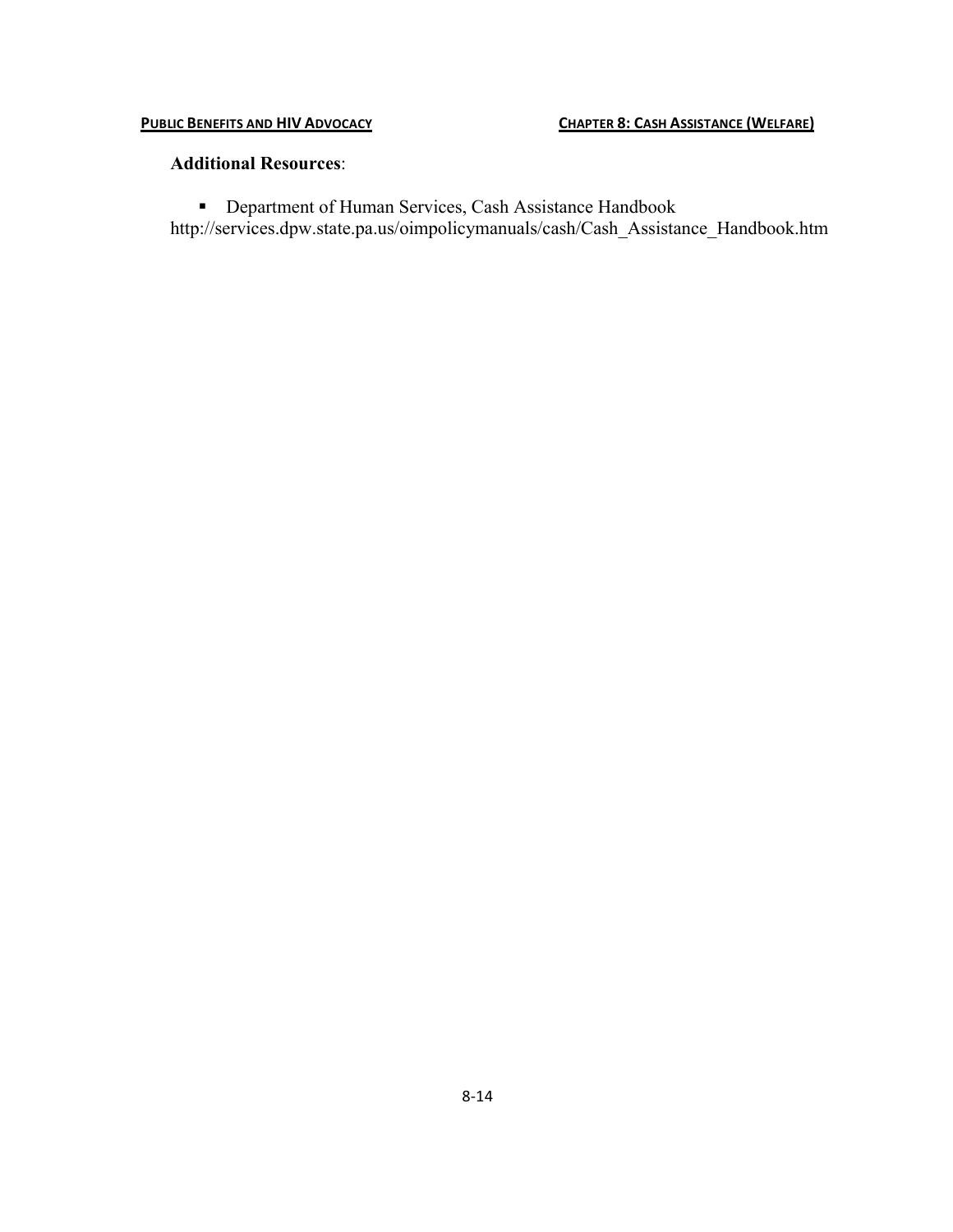**Additional Resources**:

- Department of Human Services, Cash Assistance Handbook
http://services.dpw.state.pa.us/oimpolicymanuals/cash/Cash_Assistance_Handbook.htm